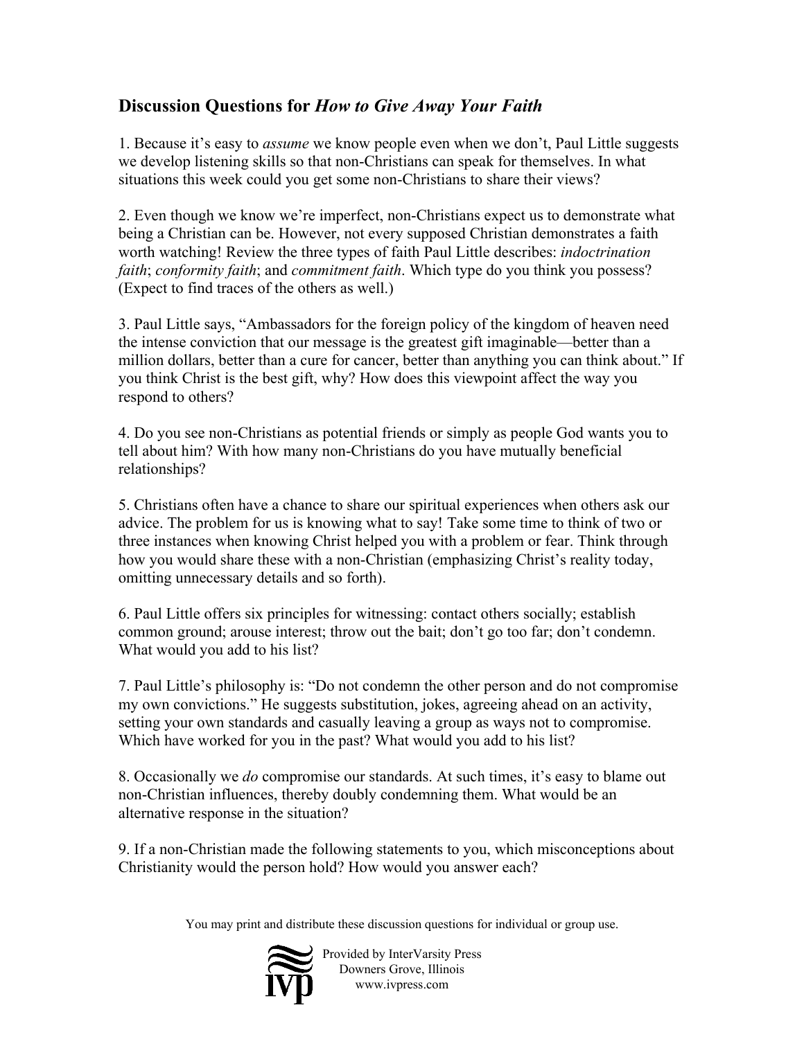## Discussion Questions for *How to Give Away Your Faith*

1. Because it's easy to *assume* we know people even when we don't, Paul Little suggests we develop listening skills so that non-Christians can speak for themselves. In what situations this week could you get some non-Christians to share their views?

2. Even though we know we're imperfect, non-Christians expect us to demonstrate what being a Christian can be. However, not every supposed Christian demonstrates a faith worth watching! Review the three types of faith Paul Little describes: *indoctrination faith*; *conformity faith*; and *commitment faith*. Which type do you think you possess? (Expect to find traces of the others as well.)

3. Paul Little says, "Ambassadors for the foreign policy of the kingdom of heaven need the intense conviction that our message is the greatest gift imaginable—better than a million dollars, better than a cure for cancer, better than anything you can think about." If you think Christ is the best gift, why? How does this viewpoint affect the way you respond to others?

4. Do you see non-Christians as potential friends or simply as people God wants you to tell about him? With how many non-Christians do you have mutually beneficial relationships?

5. Christians often have a chance to share our spiritual experiences when others ask our advice. The problem for us is knowing what to say! Take some time to think of two or three instances when knowing Christ helped you with a problem or fear. Think through how you would share these with a non-Christian (emphasizing Christ's reality today, omitting unnecessary details and so forth).

6. Paul Little offers six principles for witnessing: contact others socially; establish common ground; arouse interest; throw out the bait; don't go too far; don't condemn. What would you add to his list?

7. Paul Little's philosophy is: "Do not condemn the other person and do not compromise my own convictions." He suggests substitution, jokes, agreeing ahead on an activity, setting your own standards and casually leaving a group as ways not to compromise. Which have worked for you in the past? What would you add to his list?

8. Occasionally we *do* compromise our standards. At such times, it's easy to blame out non-Christian influences, thereby doubly condemning them. What would be an alternative response in the situation?

9. If a non-Christian made the following statements to you, which misconceptions about Christianity would the person hold? How would you answer each?

You may print and distribute these discussion questions for individual or group use.

Provided by InterVarsity Press
Downers Grove, Illinois
www.ivpress.com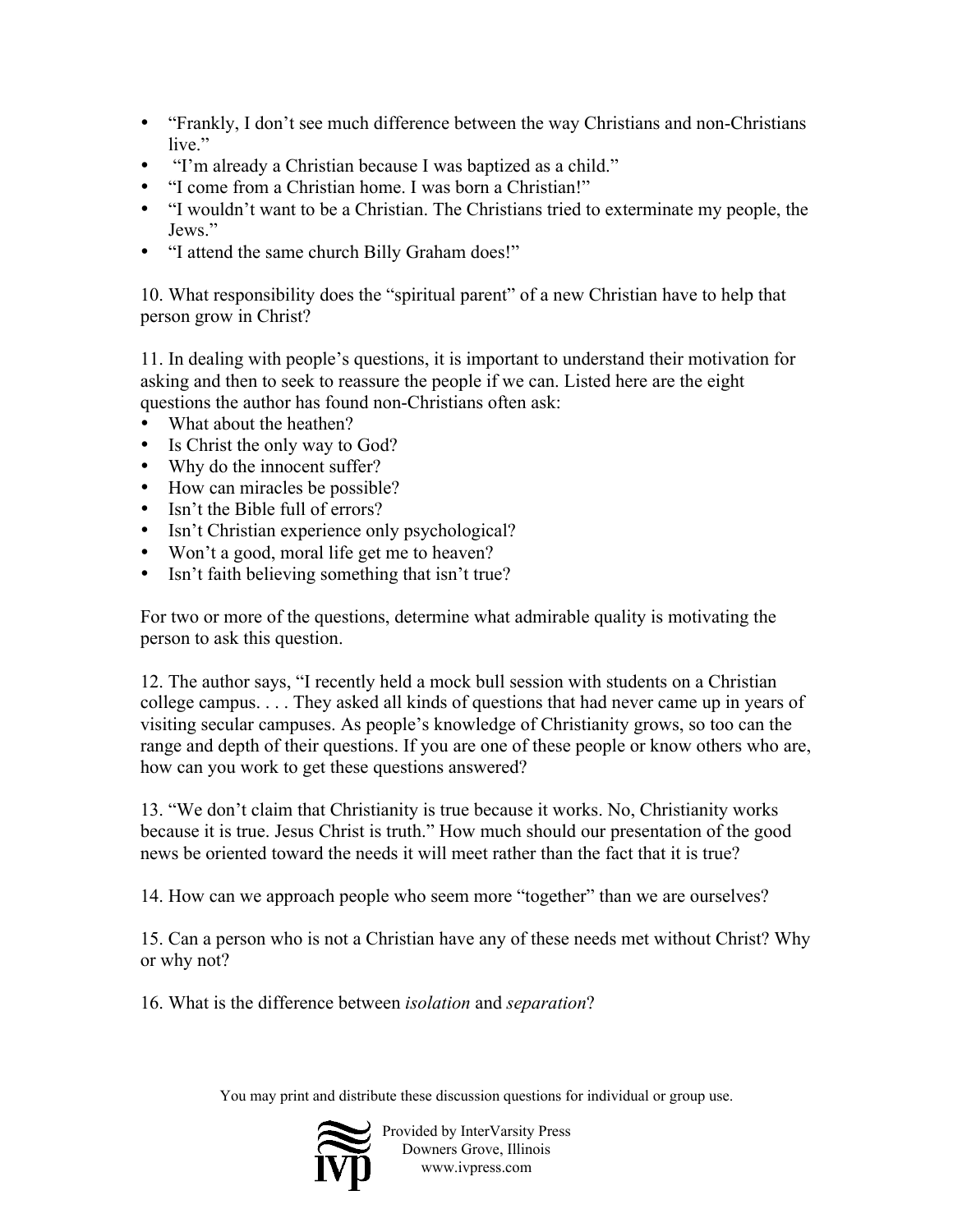- "Frankly, I don't see much difference between the way Christians and non-Christians live."
- "I'm already a Christian because I was baptized as a child."
- "I come from a Christian home. I was born a Christian!"
- "I wouldn't want to be a Christian. The Christians tried to exterminate my people, the Jews."
- "I attend the same church Billy Graham does!"

10. What responsibility does the "spiritual parent" of a new Christian have to help that person grow in Christ?

11. In dealing with people's questions, it is important to understand their motivation for asking and then to seek to reassure the people if we can. Listed here are the eight questions the author has found non-Christians often ask:

- What about the heathen?
- Is Christ the only way to God?
- Why do the innocent suffer?
- How can miracles be possible?
- Isn't the Bible full of errors?
- Isn't Christian experience only psychological?
- Won't a good, moral life get me to heaven?
- Isn't faith believing something that isn't true?

For two or more of the questions, determine what admirable quality is motivating the person to ask this question.

12. The author says, "I recently held a mock bull session with students on a Christian college campus. . . . They asked all kinds of questions that had never came up in years of visiting secular campuses. As people's knowledge of Christianity grows, so too can the range and depth of their questions. If you are one of these people or know others who are, how can you work to get these questions answered?

13. "We don't claim that Christianity is true because it works. No, Christianity works because it is true. Jesus Christ is truth." How much should our presentation of the good news be oriented toward the needs it will meet rather than the fact that it is true?

14. How can we approach people who seem more "together" than we are ourselves?

15. Can a person who is not a Christian have any of these needs met without Christ? Why or why not?

16. What is the difference between *isolation* and *separation*?

You may print and distribute these discussion questions for individual or group use.

Provided by InterVarsity Press
Downers Grove, Illinois
www.ivpress.com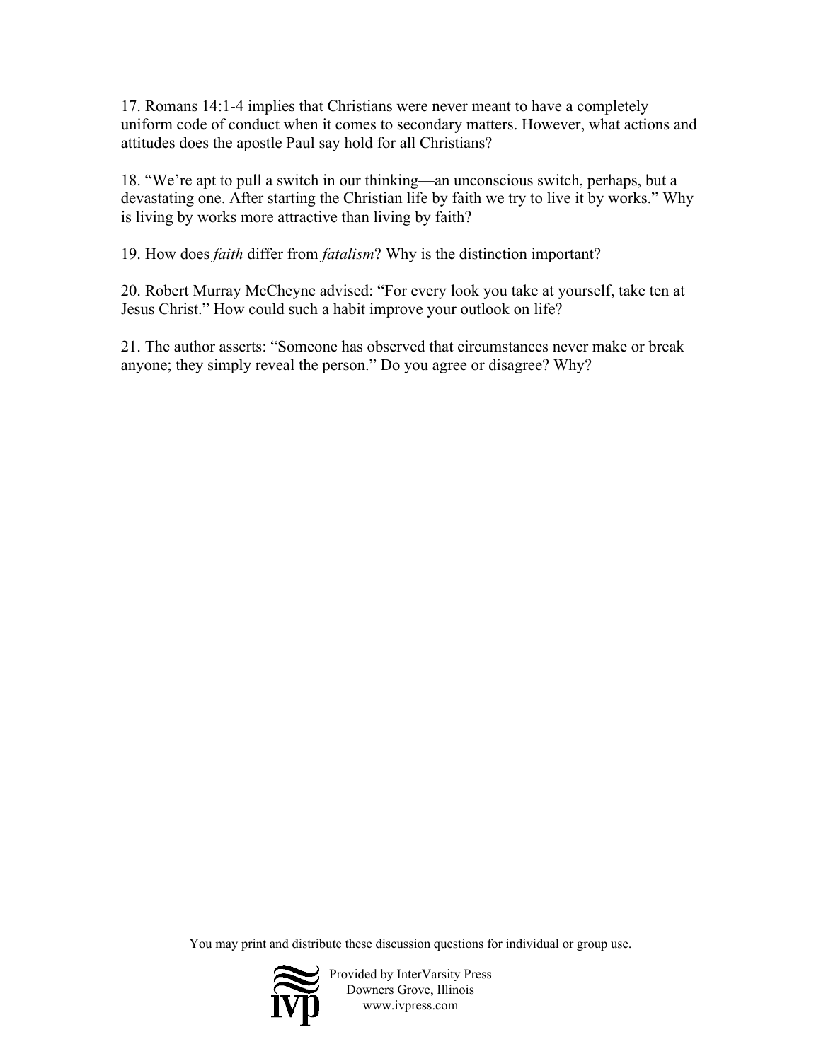17. Romans 14:1-4 implies that Christians were never meant to have a completely uniform code of conduct when it comes to secondary matters. However, what actions and attitudes does the apostle Paul say hold for all Christians?

18. "We're apt to pull a switch in our thinking—an unconscious switch, perhaps, but a devastating one. After starting the Christian life by faith we try to live it by works." Why is living by works more attractive than living by faith?

19. How does *faith* differ from *fatalism*? Why is the distinction important?

20. Robert Murray McCheyne advised: "For every look you take at yourself, take ten at Jesus Christ." How could such a habit improve your outlook on life?

21. The author asserts: "Someone has observed that circumstances never make or break anyone; they simply reveal the person." Do you agree or disagree? Why?

You may print and distribute these discussion questions for individual or group use.

Provided by InterVarsity Press
Downers Grove, Illinois
www.ivpress.com